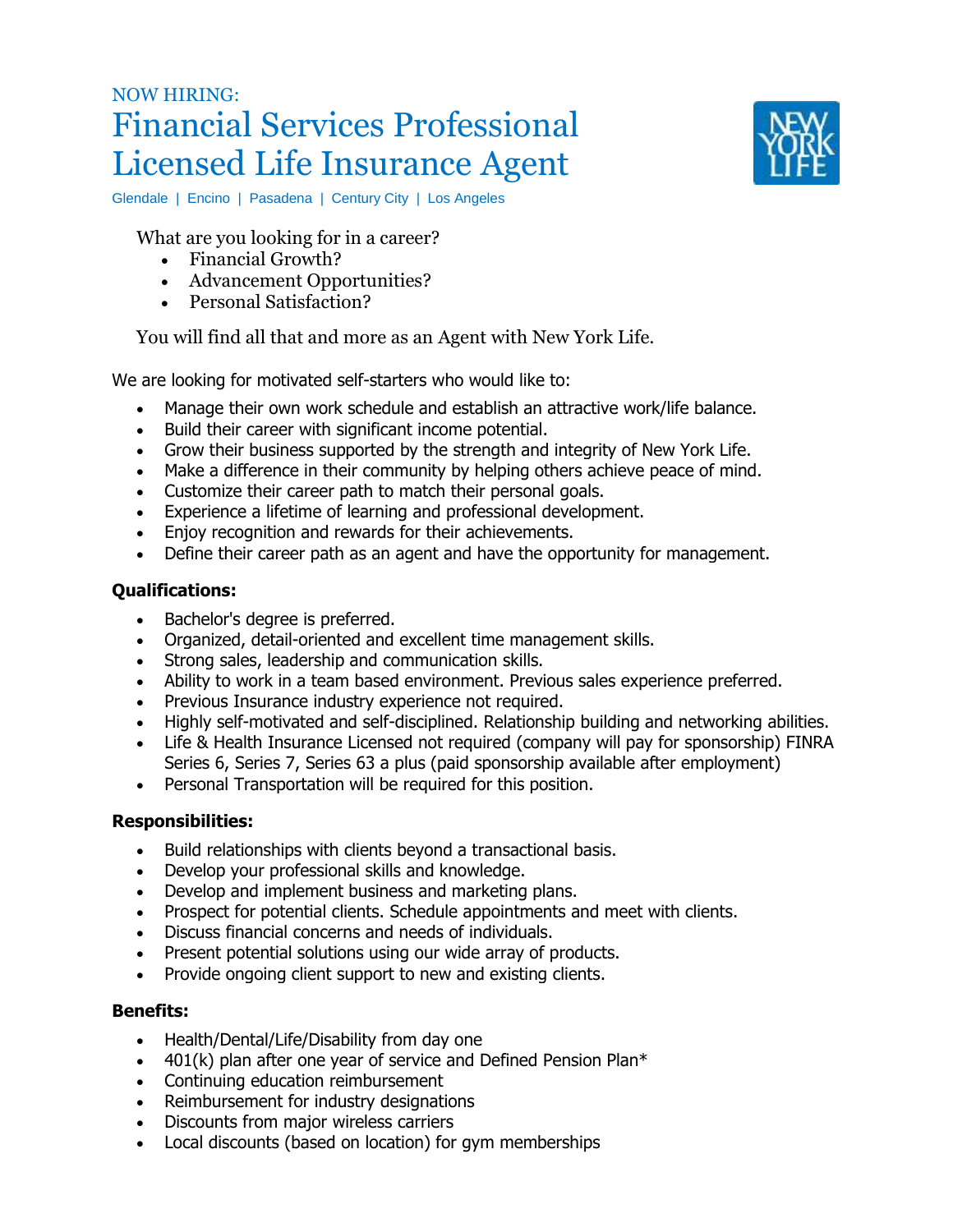NOW HIRING:

# Financial Services Professional
# Licensed Life Insurance Agent

Glendale | Encino | Pasadena | Century City | Los Angeles

What are you looking for in a career?

- Financial Growth?
- Advancement Opportunities?
- Personal Satisfaction?

You will find all that and more as an Agent with New York Life.

We are looking for motivated self-starters who would like to:

- Manage their own work schedule and establish an attractive work/life balance.
- Build their career with significant income potential.
- Grow their business supported by the strength and integrity of New York Life.
- Make a difference in their community by helping others achieve peace of mind.
- Customize their career path to match their personal goals.
- Experience a lifetime of learning and professional development.
- Enjoy recognition and rewards for their achievements.
- Define their career path as an agent and have the opportunity for management.

**Qualifications:**

- Bachelor's degree is preferred.
- Organized, detail-oriented and excellent time management skills.
- Strong sales, leadership and communication skills.
- Ability to work in a team based environment. Previous sales experience preferred.
- Previous Insurance industry experience not required.
- Highly self-motivated and self-disciplined. Relationship building and networking abilities.
- Life & Health Insurance Licensed not required (company will pay for sponsorship) FINRA Series 6, Series 7, Series 63 a plus (paid sponsorship available after employment)
- Personal Transportation will be required for this position.

**Responsibilities:**

- Build relationships with clients beyond a transactional basis.
- Develop your professional skills and knowledge.
- Develop and implement business and marketing plans.
- Prospect for potential clients. Schedule appointments and meet with clients.
- Discuss financial concerns and needs of individuals.
- Present potential solutions using our wide array of products.
- Provide ongoing client support to new and existing clients.

**Benefits:**

- Health/Dental/Life/Disability from day one
- 401(k) plan after one year of service and Defined Pension Plan*
- Continuing education reimbursement
- Reimbursement for industry designations
- Discounts from major wireless carriers
- Local discounts (based on location) for gym memberships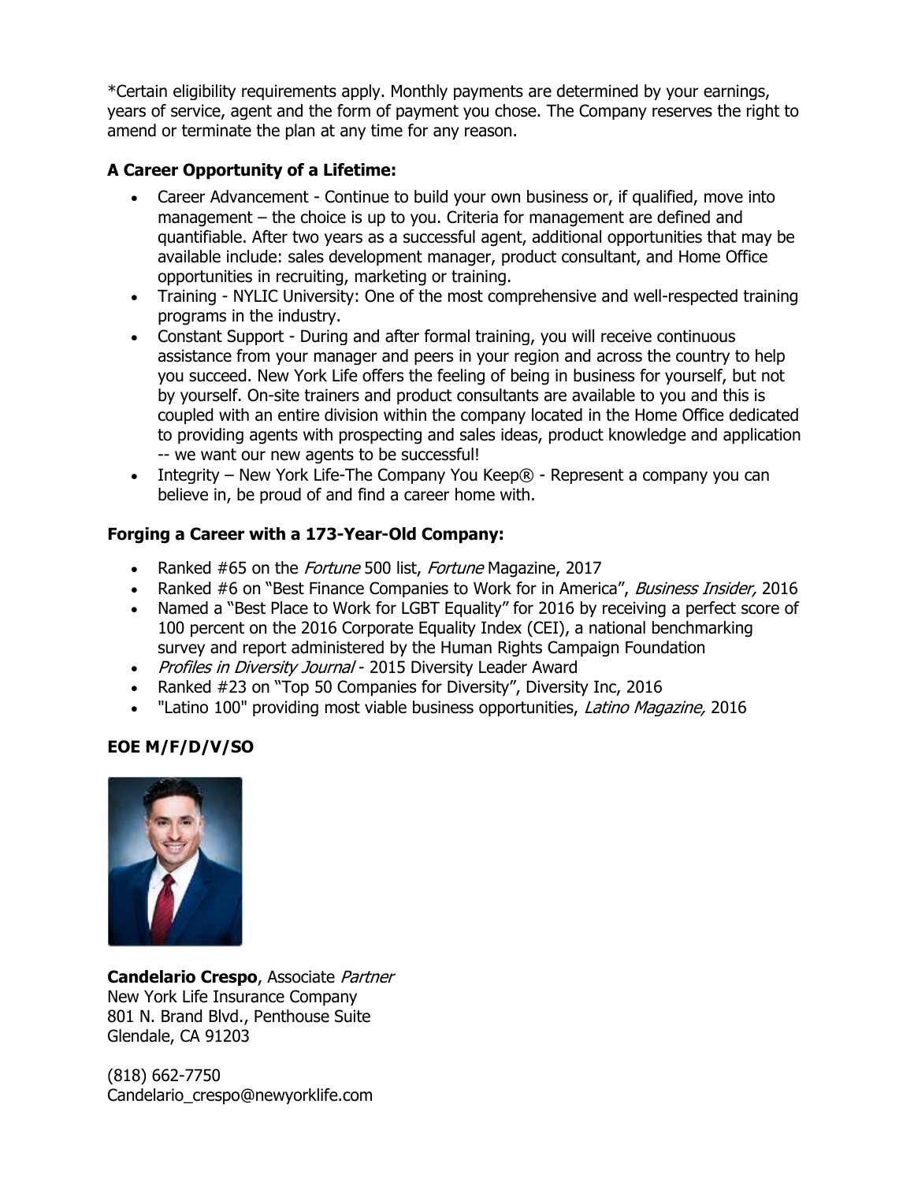*Certain eligibility requirements apply. Monthly payments are determined by your earnings, years of service, agent and the form of payment you chose. The Company reserves the right to amend or terminate the plan at any time for any reason.

**A Career Opportunity of a Lifetime:**

- Career Advancement - Continue to build your own business or, if qualified, move into management – the choice is up to you. Criteria for management are defined and quantifiable. After two years as a successful agent, additional opportunities that may be available include: sales development manager, product consultant, and Home Office opportunities in recruiting, marketing or training.
- Training - NYLIC University: One of the most comprehensive and well-respected training programs in the industry.
- Constant Support - During and after formal training, you will receive continuous assistance from your manager and peers in your region and across the country to help you succeed. New York Life offers the feeling of being in business for yourself, but not by yourself. On-site trainers and product consultants are available to you and this is coupled with an entire division within the company located in the Home Office dedicated to providing agents with prospecting and sales ideas, product knowledge and application -- we want our new agents to be successful!
- Integrity – New York Life-The Company You Keep® - Represent a company you can believe in, be proud of and find a career home with.

**Forging a Career with a 173-Year-Old Company:**

- Ranked #65 on the *Fortune* 500 list, *Fortune* Magazine, 2017
- Ranked #6 on "Best Finance Companies to Work for in America", *Business Insider,* 2016
- Named a "Best Place to Work for LGBT Equality" for 2016 by receiving a perfect score of 100 percent on the 2016 Corporate Equality Index (CEI), a national benchmarking survey and report administered by the Human Rights Campaign Foundation
- *Profiles in Diversity Journal* - 2015 Diversity Leader Award
- Ranked #23 on "Top 50 Companies for Diversity", Diversity Inc, 2016
- "Latino 100" providing most viable business opportunities, *Latino Magazine,* 2016

**EOE M/F/D/V/SO**

**Candelario Crespo**, Associate *Partner*
New York Life Insurance Company
801 N. Brand Blvd., Penthouse Suite
Glendale, CA 91203

(818) 662-7750
Candelario_crespo@newyorklife.com